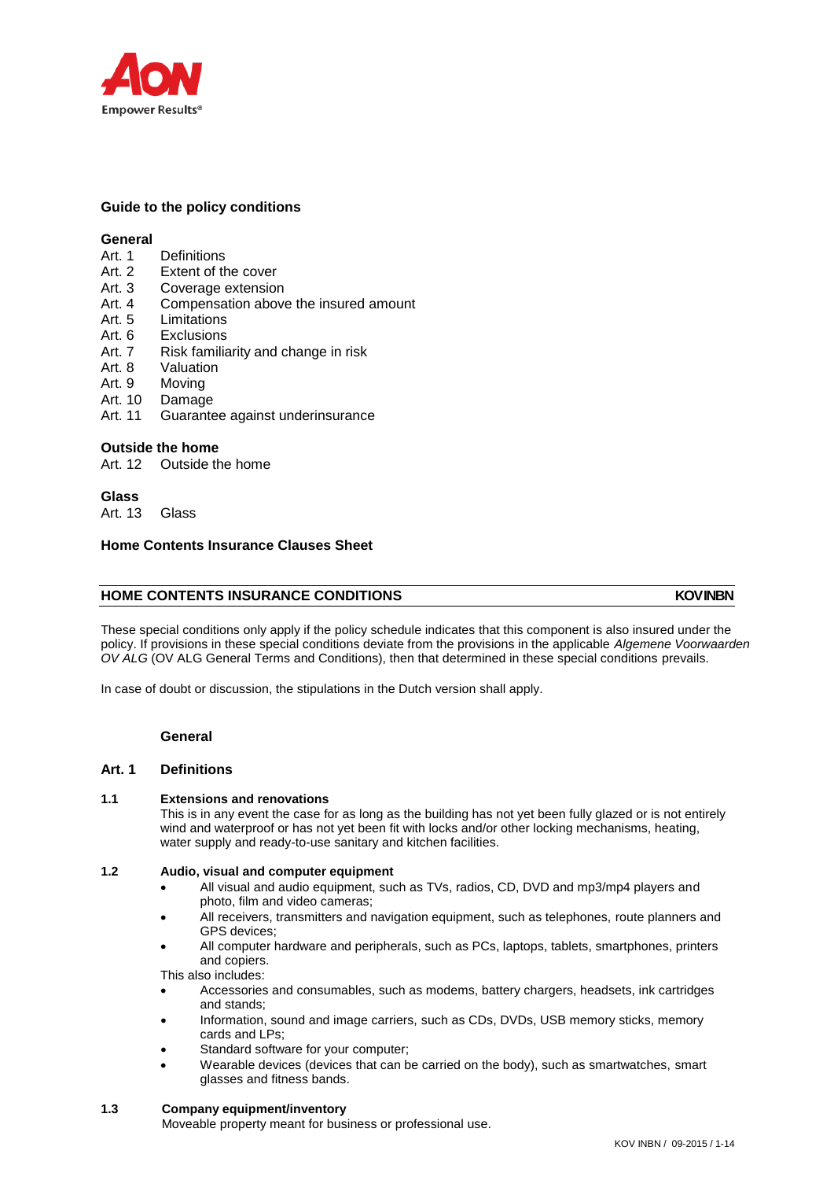## Guide to the policy conditions

**General**

Art. 1 Definitions
Art. 2 Extent of the cover
Art. 3 Coverage extension
Art. 4 Compensation above the insured amount
Art. 5 Limitations
Art. 6 Exclusions
Art. 7 Risk familiarity and change in risk
Art. 8 Valuation
Art. 9 Moving
Art. 10 Damage
Art. 11 Guarantee against underinsurance

**Outside the home**

Art. 12 Outside the home

**Glass**

Art. 13 Glass

**Home Contents Insurance Clauses Sheet**

# HOME CONTENTS INSURANCE CONDITIONS — KOVINBN

These special conditions only apply if the policy schedule indicates that this component is also insured under the policy. If provisions in these special conditions deviate from the provisions in the applicable *Algemene Voorwaarden OV ALG* (OV ALG General Terms and Conditions), then that determined in these special conditions prevails.

In case of doubt or discussion, the stipulations in the Dutch version shall apply.

## General

### Art. 1 Definitions

**1.1 Extensions and renovations**

This is in any event the case for as long as the building has not yet been fully glazed or is not entirely wind and waterproof or has not yet been fit with locks and/or other locking mechanisms, heating, water supply and ready-to-use sanitary and kitchen facilities.

**1.2 Audio, visual and computer equipment**

- All visual and audio equipment, such as TVs, radios, CD, DVD and mp3/mp4 players and photo, film and video cameras;
- All receivers, transmitters and navigation equipment, such as telephones, route planners and GPS devices;
- All computer hardware and peripherals, such as PCs, laptops, tablets, smartphones, printers and copiers.

This also includes:

- Accessories and consumables, such as modems, battery chargers, headsets, ink cartridges and stands;
- Information, sound and image carriers, such as CDs, DVDs, USB memory sticks, memory cards and LPs;
- Standard software for your computer;
- Wearable devices (devices that can be carried on the body), such as smartwatches, smart glasses and fitness bands.

**1.3 Company equipment/inventory**

Moveable property meant for business or professional use.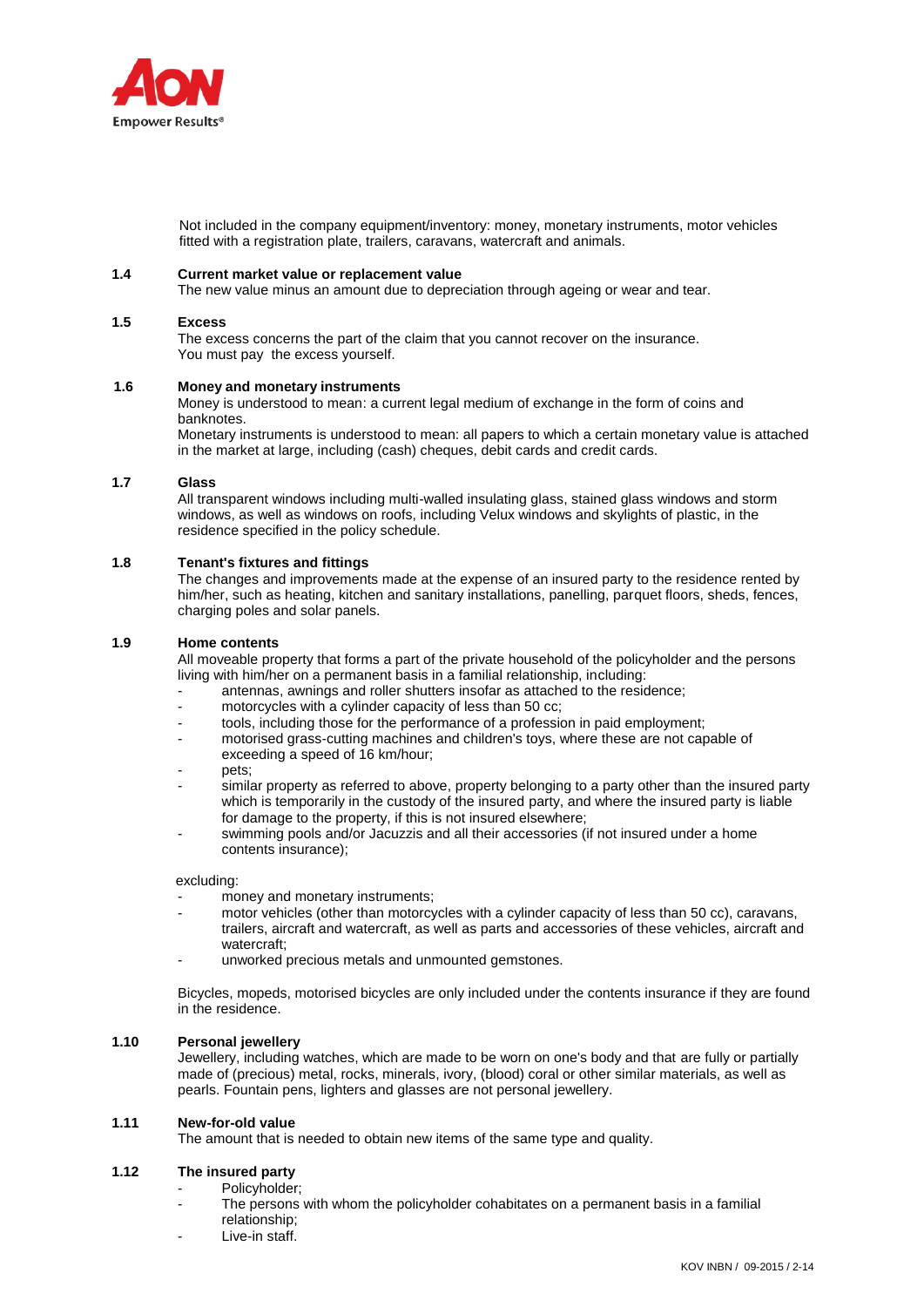Not included in the company equipment/inventory: money, monetary instruments, motor vehicles fitted with a registration plate, trailers, caravans, watercraft and animals.

**1.4 Current market value or replacement value**

The new value minus an amount due to depreciation through ageing or wear and tear.

**1.5 Excess**

The excess concerns the part of the claim that you cannot recover on the insurance.
You must pay the excess yourself.

**1.6 Money and monetary instruments**

Money is understood to mean: a current legal medium of exchange in the form of coins and banknotes.
Monetary instruments is understood to mean: all papers to which a certain monetary value is attached in the market at large, including (cash) cheques, debit cards and credit cards.

**1.7 Glass**

All transparent windows including multi-walled insulating glass, stained glass windows and storm windows, as well as windows on roofs, including Velux windows and skylights of plastic, in the residence specified in the policy schedule.

**1.8 Tenant's fixtures and fittings**

The changes and improvements made at the expense of an insured party to the residence rented by him/her, such as heating, kitchen and sanitary installations, panelling, parquet floors, sheds, fences, charging poles and solar panels.

**1.9 Home contents**

All moveable property that forms a part of the private household of the policyholder and the persons living with him/her on a permanent basis in a familial relationship, including:

- antennas, awnings and roller shutters insofar as attached to the residence;
- motorcycles with a cylinder capacity of less than 50 cc;
- tools, including those for the performance of a profession in paid employment;
- motorised grass-cutting machines and children's toys, where these are not capable of exceeding a speed of 16 km/hour;
- pets;
- similar property as referred to above, property belonging to a party other than the insured party which is temporarily in the custody of the insured party, and where the insured party is liable for damage to the property, if this is not insured elsewhere;
- swimming pools and/or Jacuzzis and all their accessories (if not insured under a home contents insurance);

excluding:

- money and monetary instruments;
- motor vehicles (other than motorcycles with a cylinder capacity of less than 50 cc), caravans, trailers, aircraft and watercraft, as well as parts and accessories of these vehicles, aircraft and watercraft;
- unworked precious metals and unmounted gemstones.

Bicycles, mopeds, motorised bicycles are only included under the contents insurance if they are found in the residence.

**1.10 Personal jewellery**

Jewellery, including watches, which are made to be worn on one's body and that are fully or partially made of (precious) metal, rocks, minerals, ivory, (blood) coral or other similar materials, as well as pearls. Fountain pens, lighters and glasses are not personal jewellery.

**1.11 New-for-old value**

The amount that is needed to obtain new items of the same type and quality.

**1.12 The insured party**

- Policyholder;
- The persons with whom the policyholder cohabitates on a permanent basis in a familial relationship;
- Live-in staff.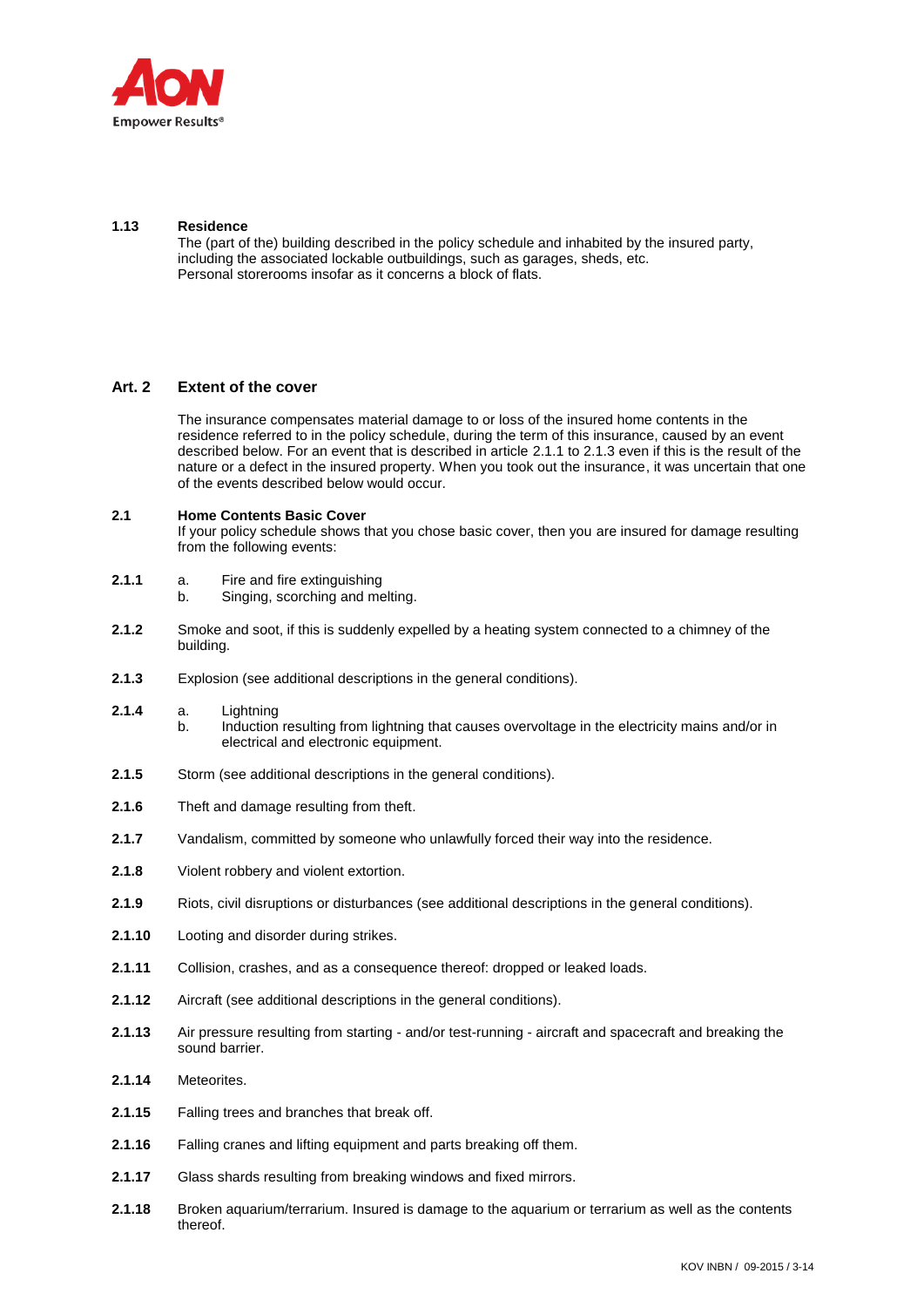**1.13 Residence**

The (part of the) building described in the policy schedule and inhabited by the insured party, including the associated lockable outbuildings, such as garages, sheds, etc.
Personal storerooms insofar as it concerns a block of flats.

## Art. 2 Extent of the cover

The insurance compensates material damage to or loss of the insured home contents in the residence referred to in the policy schedule, during the term of this insurance, caused by an event described below. For an event that is described in article 2.1.1 to 2.1.3 even if this is the result of the nature or a defect in the insured property. When you took out the insurance, it was uncertain that one of the events described below would occur.

**2.1 Home Contents Basic Cover**

If your policy schedule shows that you chose basic cover, then you are insured for damage resulting from the following events:

**2.1.1**
- a. Fire and fire extinguishing
- b. Singing, scorching and melting.

**2.1.2** Smoke and soot, if this is suddenly expelled by a heating system connected to a chimney of the building.

**2.1.3** Explosion (see additional descriptions in the general conditions).

**2.1.4**
- a. Lightning
- b. Induction resulting from lightning that causes overvoltage in the electricity mains and/or in electrical and electronic equipment.

**2.1.5** Storm (see additional descriptions in the general conditions).

**2.1.6** Theft and damage resulting from theft.

**2.1.7** Vandalism, committed by someone who unlawfully forced their way into the residence.

**2.1.8** Violent robbery and violent extortion.

**2.1.9** Riots, civil disruptions or disturbances (see additional descriptions in the general conditions).

**2.1.10** Looting and disorder during strikes.

**2.1.11** Collision, crashes, and as a consequence thereof: dropped or leaked loads.

**2.1.12** Aircraft (see additional descriptions in the general conditions).

**2.1.13** Air pressure resulting from starting - and/or test-running - aircraft and spacecraft and breaking the sound barrier.

**2.1.14** Meteorites.

**2.1.15** Falling trees and branches that break off.

**2.1.16** Falling cranes and lifting equipment and parts breaking off them.

**2.1.17** Glass shards resulting from breaking windows and fixed mirrors.

**2.1.18** Broken aquarium/terrarium. Insured is damage to the aquarium or terrarium as well as the contents thereof.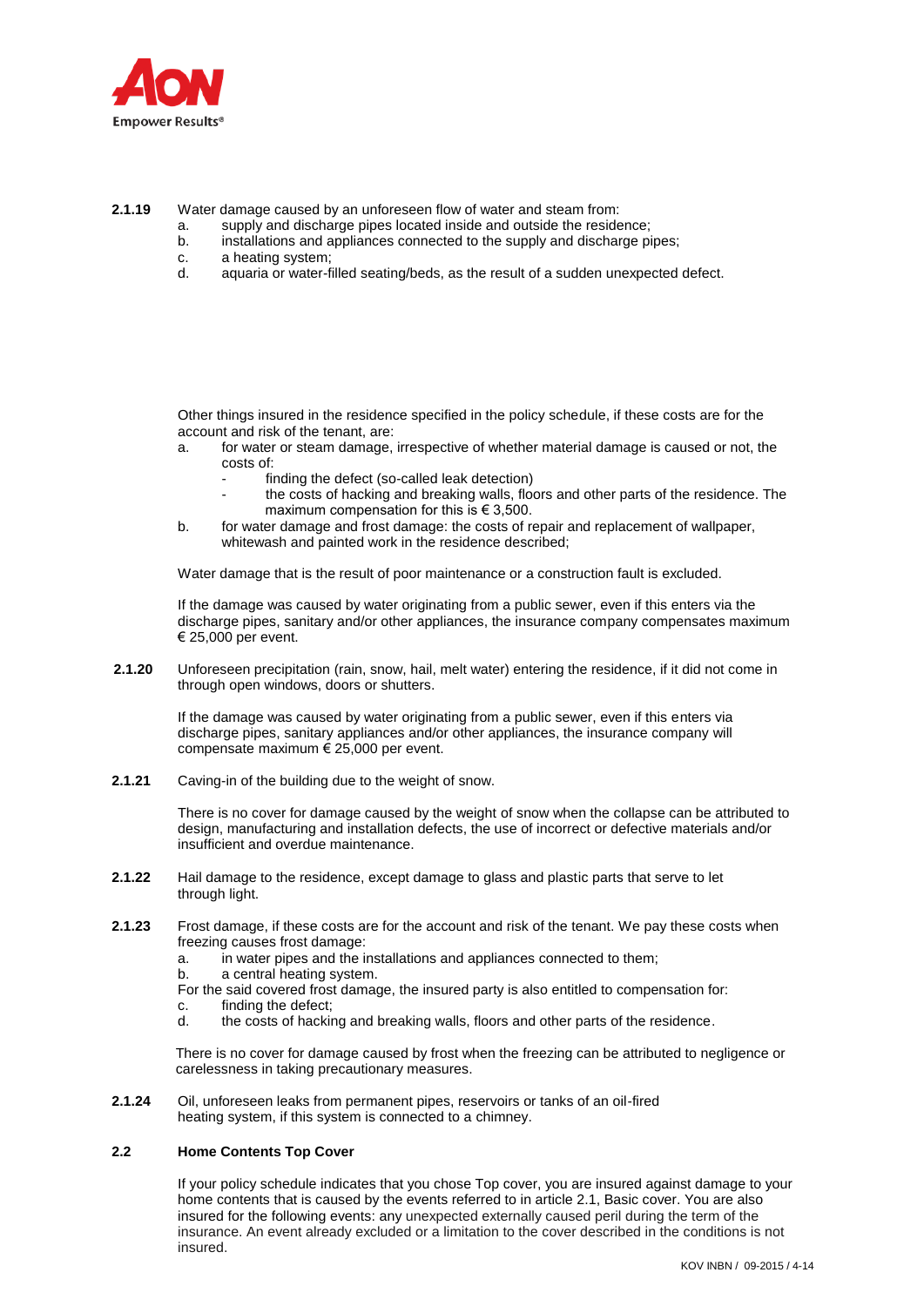**2.1.19** Water damage caused by an unforeseen flow of water and steam from:

a. supply and discharge pipes located inside and outside the residence;
b. installations and appliances connected to the supply and discharge pipes;
c. a heating system;
d. aquaria or water-filled seating/beds, as the result of a sudden unexpected defect.

Other things insured in the residence specified in the policy schedule, if these costs are for the account and risk of the tenant, are:

a. for water or steam damage, irrespective of whether material damage is caused or not, the costs of:
   - finding the defect (so-called leak detection)
   - the costs of hacking and breaking walls, floors and other parts of the residence. The maximum compensation for this is € 3,500.
b. for water damage and frost damage: the costs of repair and replacement of wallpaper, whitewash and painted work in the residence described;

Water damage that is the result of poor maintenance or a construction fault is excluded.

If the damage was caused by water originating from a public sewer, even if this enters via the discharge pipes, sanitary and/or other appliances, the insurance company compensates maximum € 25,000 per event.

**2.1.20** Unforeseen precipitation (rain, snow, hail, melt water) entering the residence, if it did not come in through open windows, doors or shutters.

If the damage was caused by water originating from a public sewer, even if this enters via discharge pipes, sanitary appliances and/or other appliances, the insurance company will compensate maximum € 25,000 per event.

**2.1.21** Caving-in of the building due to the weight of snow.

There is no cover for damage caused by the weight of snow when the collapse can be attributed to design, manufacturing and installation defects, the use of incorrect or defective materials and/or insufficient and overdue maintenance.

**2.1.22** Hail damage to the residence, except damage to glass and plastic parts that serve to let through light.

**2.1.23** Frost damage, if these costs are for the account and risk of the tenant. We pay these costs when freezing causes frost damage:

a. in water pipes and the installations and appliances connected to them;
b. a central heating system.

For the said covered frost damage, the insured party is also entitled to compensation for:

c. finding the defect;
d. the costs of hacking and breaking walls, floors and other parts of the residence.

There is no cover for damage caused by frost when the freezing can be attributed to negligence or carelessness in taking precautionary measures.

**2.1.24** Oil, unforeseen leaks from permanent pipes, reservoirs or tanks of an oil-fired heating system, if this system is connected to a chimney.

## 2.2 Home Contents Top Cover

If your policy schedule indicates that you chose Top cover, you are insured against damage to your home contents that is caused by the events referred to in article 2.1, Basic cover. You are also insured for the following events: any unexpected externally caused peril during the term of the insurance. An event already excluded or a limitation to the cover described in the conditions is not insured.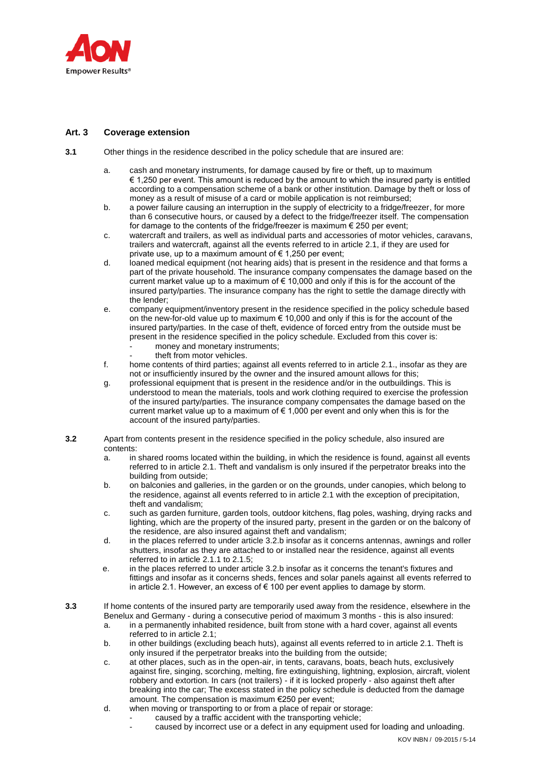## Art. 3 Coverage extension

**3.1** Other things in the residence described in the policy schedule that are insured are:

a. cash and monetary instruments, for damage caused by fire or theft, up to maximum € 1,250 per event. This amount is reduced by the amount to which the insured party is entitled according to a compensation scheme of a bank or other institution. Damage by theft or loss of money as a result of misuse of a card or mobile application is not reimbursed;

b. a power failure causing an interruption in the supply of electricity to a fridge/freezer, for more than 6 consecutive hours, or caused by a defect to the fridge/freezer itself. The compensation for damage to the contents of the fridge/freezer is maximum € 250 per event;

c. watercraft and trailers, as well as individual parts and accessories of motor vehicles, caravans, trailers and watercraft, against all the events referred to in article 2.1, if they are used for private use, up to a maximum amount of € 1,250 per event;

d. loaned medical equipment (not hearing aids) that is present in the residence and that forms a part of the private household. The insurance company compensates the damage based on the current market value up to a maximum of € 10,000 and only if this is for the account of the insured party/parties. The insurance company has the right to settle the damage directly with the lender;

e. company equipment/inventory present in the residence specified in the policy schedule based on the new-for-old value up to maximum € 10,000 and only if this is for the account of the insured party/parties. In the case of theft, evidence of forced entry from the outside must be present in the residence specified in the policy schedule. Excluded from this cover is:
   - money and monetary instruments;
   - theft from motor vehicles.

f. home contents of third parties; against all events referred to in article 2.1., insofar as they are not or insufficiently insured by the owner and the insured amount allows for this;

g. professional equipment that is present in the residence and/or in the outbuildings. This is understood to mean the materials, tools and work clothing required to exercise the profession of the insured party/parties. The insurance company compensates the damage based on the current market value up to a maximum of € 1,000 per event and only when this is for the account of the insured party/parties.

**3.2** Apart from contents present in the residence specified in the policy schedule, also insured are contents:

a. in shared rooms located within the building, in which the residence is found, against all events referred to in article 2.1. Theft and vandalism is only insured if the perpetrator breaks into the building from outside;

b. on balconies and galleries, in the garden or on the grounds, under canopies, which belong to the residence, against all events referred to in article 2.1 with the exception of precipitation, theft and vandalism;

c. such as garden furniture, garden tools, outdoor kitchens, flag poles, washing, drying racks and lighting, which are the property of the insured party, present in the garden or on the balcony of the residence, are also insured against theft and vandalism;

d. in the places referred to under article 3.2.b insofar as it concerns antennas, awnings and roller shutters, insofar as they are attached to or installed near the residence, against all events referred to in article 2.1.1 to 2.1.5;

e. in the places referred to under article 3.2.b insofar as it concerns the tenant's fixtures and fittings and insofar as it concerns sheds, fences and solar panels against all events referred to in article 2.1. However, an excess of € 100 per event applies to damage by storm.

**3.3** If home contents of the insured party are temporarily used away from the residence, elsewhere in the Benelux and Germany - during a consecutive period of maximum 3 months - this is also insured:

a. in a permanently inhabited residence, built from stone with a hard cover, against all events referred to in article 2.1;

b. in other buildings (excluding beach huts), against all events referred to in article 2.1. Theft is only insured if the perpetrator breaks into the building from the outside;

c. at other places, such as in the open-air, in tents, caravans, boats, beach huts, exclusively against fire, singing, scorching, melting, fire extinguishing, lightning, explosion, aircraft, violent robbery and extortion. In cars (not trailers) - if it is locked properly - also against theft after breaking into the car; The excess stated in the policy schedule is deducted from the damage amount. The compensation is maximum €250 per event;

d. when moving or transporting to or from a place of repair or storage:
   - caused by a traffic accident with the transporting vehicle;
   - caused by incorrect use or a defect in any equipment used for loading and unloading.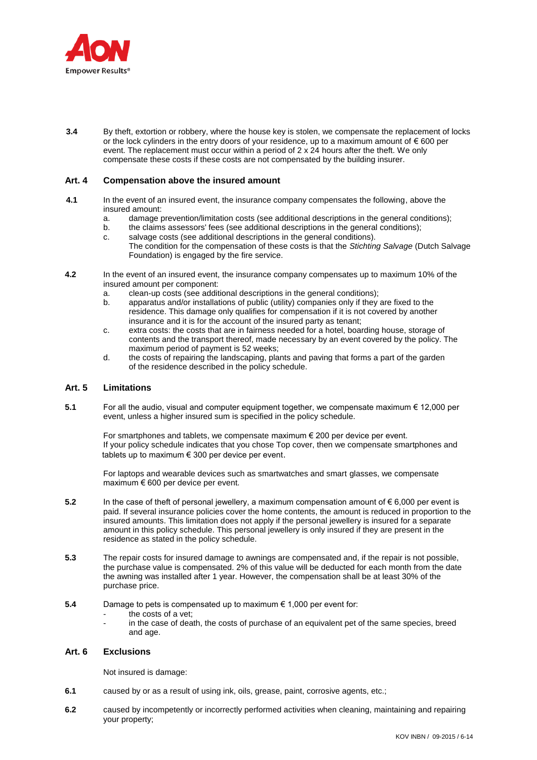**3.4** By theft, extortion or robbery, where the house key is stolen, we compensate the replacement of locks or the lock cylinders in the entry doors of your residence, up to a maximum amount of € 600 per event. The replacement must occur within a period of 2 x 24 hours after the theft. We only compensate these costs if these costs are not compensated by the building insurer.

## Art. 4 Compensation above the insured amount

**4.1** In the event of an insured event, the insurance company compensates the following, above the insured amount:

a. damage prevention/limitation costs (see additional descriptions in the general conditions);
b. the claims assessors' fees (see additional descriptions in the general conditions);
c. salvage costs (see additional descriptions in the general conditions). The condition for the compensation of these costs is that the *Stichting Salvage* (Dutch Salvage Foundation) is engaged by the fire service.

**4.2** In the event of an insured event, the insurance company compensates up to maximum 10% of the insured amount per component:

a. clean-up costs (see additional descriptions in the general conditions);
b. apparatus and/or installations of public (utility) companies only if they are fixed to the residence. This damage only qualifies for compensation if it is not covered by another insurance and it is for the account of the insured party as tenant;
c. extra costs: the costs that are in fairness needed for a hotel, boarding house, storage of contents and the transport thereof, made necessary by an event covered by the policy. The maximum period of payment is 52 weeks;
d. the costs of repairing the landscaping, plants and paving that forms a part of the garden of the residence described in the policy schedule.

## Art. 5 Limitations

**5.1** For all the audio, visual and computer equipment together, we compensate maximum € 12,000 per event, unless a higher insured sum is specified in the policy schedule.

For smartphones and tablets, we compensate maximum € 200 per device per event. If your policy schedule indicates that you chose Top cover, then we compensate smartphones and tablets up to maximum € 300 per device per event.

For laptops and wearable devices such as smartwatches and smart glasses, we compensate maximum € 600 per device per event.

**5.2** In the case of theft of personal jewellery, a maximum compensation amount of € 6,000 per event is paid. If several insurance policies cover the home contents, the amount is reduced in proportion to the insured amounts. This limitation does not apply if the personal jewellery is insured for a separate amount in this policy schedule. This personal jewellery is only insured if they are present in the residence as stated in the policy schedule.

**5.3** The repair costs for insured damage to awnings are compensated and, if the repair is not possible, the purchase value is compensated. 2% of this value will be deducted for each month from the date the awning was installed after 1 year. However, the compensation shall be at least 30% of the purchase price.

**5.4** Damage to pets is compensated up to maximum € 1,000 per event for:

- the costs of a vet;
- in the case of death, the costs of purchase of an equivalent pet of the same species, breed and age.

## Art. 6 Exclusions

Not insured is damage:

**6.1** caused by or as a result of using ink, oils, grease, paint, corrosive agents, etc.;

**6.2** caused by incompetently or incorrectly performed activities when cleaning, maintaining and repairing your property;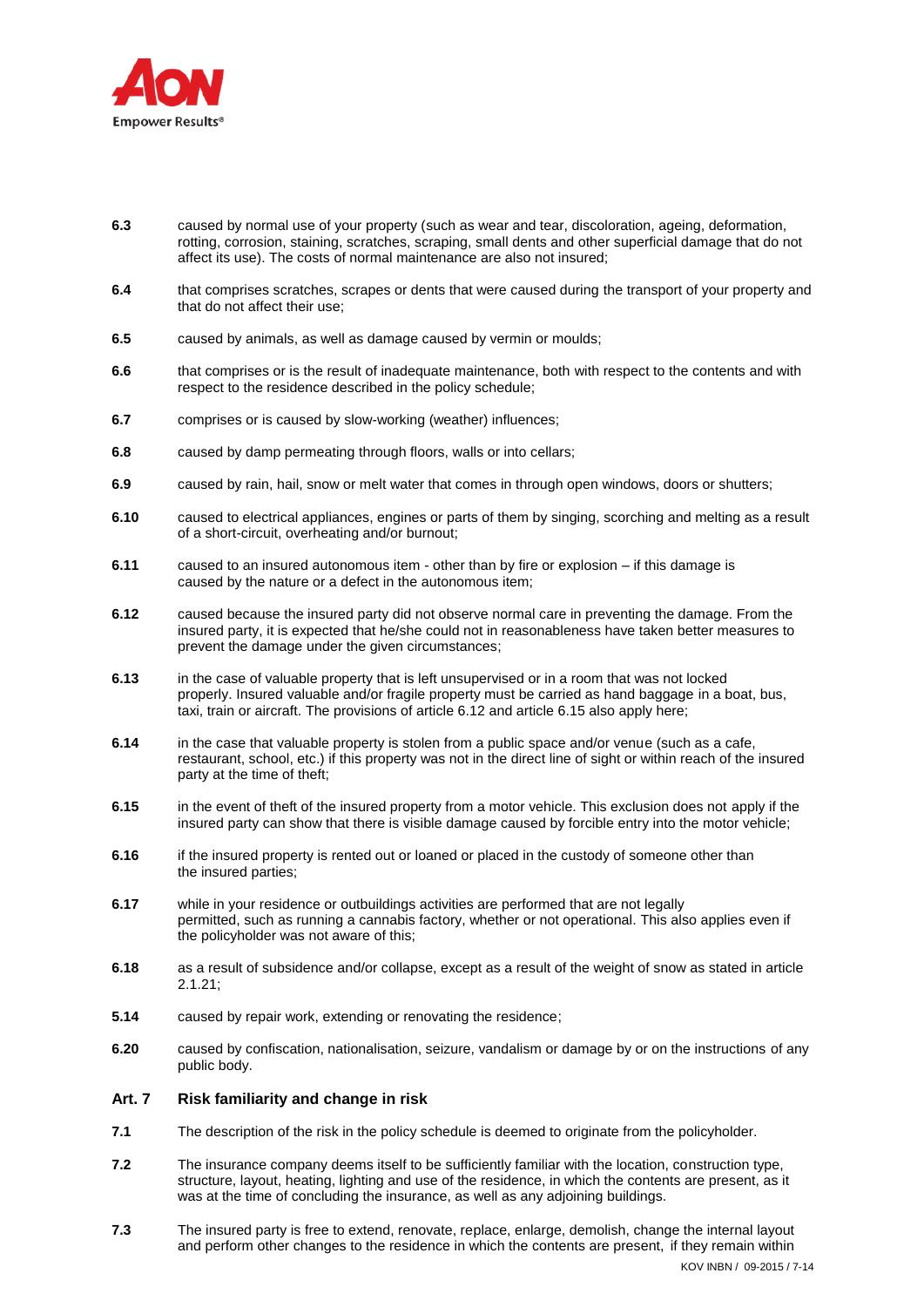**6.3** caused by normal use of your property (such as wear and tear, discoloration, ageing, deformation, rotting, corrosion, staining, scratches, scraping, small dents and other superficial damage that do not affect its use). The costs of normal maintenance are also not insured;

**6.4** that comprises scratches, scrapes or dents that were caused during the transport of your property and that do not affect their use;

**6.5** caused by animals, as well as damage caused by vermin or moulds;

**6.6** that comprises or is the result of inadequate maintenance, both with respect to the contents and with respect to the residence described in the policy schedule;

**6.7** comprises or is caused by slow-working (weather) influences;

**6.8** caused by damp permeating through floors, walls or into cellars;

**6.9** caused by rain, hail, snow or melt water that comes in through open windows, doors or shutters;

**6.10** caused to electrical appliances, engines or parts of them by singing, scorching and melting as a result of a short-circuit, overheating and/or burnout;

**6.11** caused to an insured autonomous item - other than by fire or explosion – if this damage is caused by the nature or a defect in the autonomous item;

**6.12** caused because the insured party did not observe normal care in preventing the damage. From the insured party, it is expected that he/she could not in reasonableness have taken better measures to prevent the damage under the given circumstances;

**6.13** in the case of valuable property that is left unsupervised or in a room that was not locked properly. Insured valuable and/or fragile property must be carried as hand baggage in a boat, bus, taxi, train or aircraft. The provisions of article 6.12 and article 6.15 also apply here;

**6.14** in the case that valuable property is stolen from a public space and/or venue (such as a cafe, restaurant, school, etc.) if this property was not in the direct line of sight or within reach of the insured party at the time of theft;

**6.15** in the event of theft of the insured property from a motor vehicle. This exclusion does not apply if the insured party can show that there is visible damage caused by forcible entry into the motor vehicle;

**6.16** if the insured property is rented out or loaned or placed in the custody of someone other than the insured parties;

**6.17** while in your residence or outbuildings activities are performed that are not legally permitted, such as running a cannabis factory, whether or not operational. This also applies even if the policyholder was not aware of this;

**6.18** as a result of subsidence and/or collapse, except as a result of the weight of snow as stated in article 2.1.21;

**5.14** caused by repair work, extending or renovating the residence;

**6.20** caused by confiscation, nationalisation, seizure, vandalism or damage by or on the instructions of any public body.

## Art. 7 Risk familiarity and change in risk

**7.1** The description of the risk in the policy schedule is deemed to originate from the policyholder.

**7.2** The insurance company deems itself to be sufficiently familiar with the location, construction type, structure, layout, heating, lighting and use of the residence, in which the contents are present, as it was at the time of concluding the insurance, as well as any adjoining buildings.

**7.3** The insured party is free to extend, renovate, replace, enlarge, demolish, change the internal layout and perform other changes to the residence in which the contents are present, if they remain within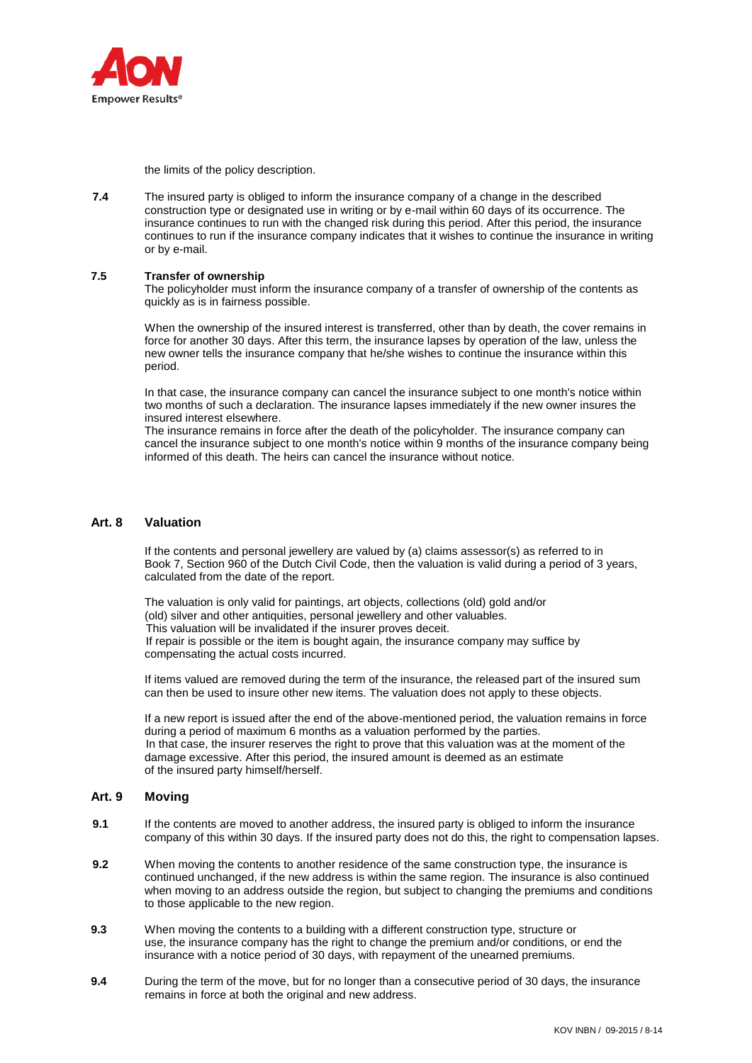the limits of the policy description.

**7.4** The insured party is obliged to inform the insurance company of a change in the described construction type or designated use in writing or by e-mail within 60 days of its occurrence. The insurance continues to run with the changed risk during this period. After this period, the insurance continues to run if the insurance company indicates that it wishes to continue the insurance in writing or by e-mail.

**7.5** **Transfer of ownership**
The policyholder must inform the insurance company of a transfer of ownership of the contents as quickly as is in fairness possible.

When the ownership of the insured interest is transferred, other than by death, the cover remains in force for another 30 days. After this term, the insurance lapses by operation of the law, unless the new owner tells the insurance company that he/she wishes to continue the insurance within this period.

In that case, the insurance company can cancel the insurance subject to one month's notice within two months of such a declaration. The insurance lapses immediately if the new owner insures the insured interest elsewhere.
The insurance remains in force after the death of the policyholder. The insurance company can cancel the insurance subject to one month's notice within 9 months of the insurance company being informed of this death. The heirs can cancel the insurance without notice.

## Art. 8 Valuation

If the contents and personal jewellery are valued by (a) claims assessor(s) as referred to in Book 7, Section 960 of the Dutch Civil Code, then the valuation is valid during a period of 3 years, calculated from the date of the report.

The valuation is only valid for paintings, art objects, collections (old) gold and/or (old) silver and other antiquities, personal jewellery and other valuables.
This valuation will be invalidated if the insurer proves deceit.
If repair is possible or the item is bought again, the insurance company may suffice by compensating the actual costs incurred.

If items valued are removed during the term of the insurance, the released part of the insured sum can then be used to insure other new items. The valuation does not apply to these objects.

If a new report is issued after the end of the above-mentioned period, the valuation remains in force during a period of maximum 6 months as a valuation performed by the parties.
In that case, the insurer reserves the right to prove that this valuation was at the moment of the damage excessive. After this period, the insured amount is deemed as an estimate of the insured party himself/herself.

## Art. 9 Moving

**9.1** If the contents are moved to another address, the insured party is obliged to inform the insurance company of this within 30 days. If the insured party does not do this, the right to compensation lapses.

**9.2** When moving the contents to another residence of the same construction type, the insurance is continued unchanged, if the new address is within the same region. The insurance is also continued when moving to an address outside the region, but subject to changing the premiums and conditions to those applicable to the new region.

**9.3** When moving the contents to a building with a different construction type, structure or use, the insurance company has the right to change the premium and/or conditions, or end the insurance with a notice period of 30 days, with repayment of the unearned premiums.

**9.4** During the term of the move, but for no longer than a consecutive period of 30 days, the insurance remains in force at both the original and new address.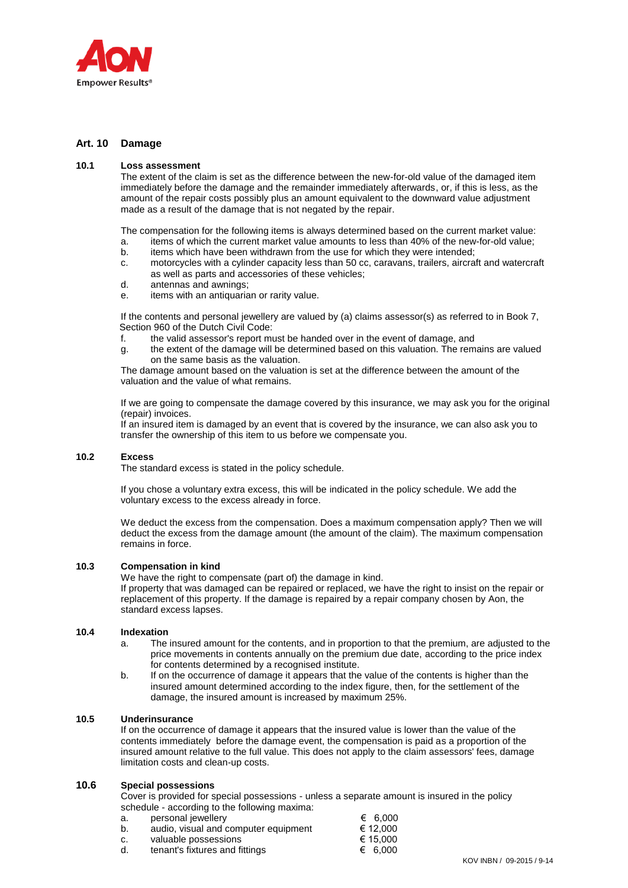## Art. 10 Damage

### 10.1 Loss assessment

The extent of the claim is set as the difference between the new-for-old value of the damaged item immediately before the damage and the remainder immediately afterwards, or, if this is less, as the amount of the repair costs possibly plus an amount equivalent to the downward value adjustment made as a result of the damage that is not negated by the repair.

The compensation for the following items is always determined based on the current market value:

a. items of which the current market value amounts to less than 40% of the new-for-old value;
b. items which have been withdrawn from the use for which they were intended;
c. motorcycles with a cylinder capacity less than 50 cc, caravans, trailers, aircraft and watercraft as well as parts and accessories of these vehicles;
d. antennas and awnings;
e. items with an antiquarian or rarity value.

If the contents and personal jewellery are valued by (a) claims assessor(s) as referred to in Book 7, Section 960 of the Dutch Civil Code:

f. the valid assessor's report must be handed over in the event of damage, and
g. the extent of the damage will be determined based on this valuation. The remains are valued on the same basis as the valuation.

The damage amount based on the valuation is set at the difference between the amount of the valuation and the value of what remains.

If we are going to compensate the damage covered by this insurance, we may ask you for the original (repair) invoices.
If an insured item is damaged by an event that is covered by the insurance, we can also ask you to transfer the ownership of this item to us before we compensate you.

### 10.2 Excess

The standard excess is stated in the policy schedule.

If you chose a voluntary extra excess, this will be indicated in the policy schedule. We add the voluntary excess to the excess already in force.

We deduct the excess from the compensation. Does a maximum compensation apply? Then we will deduct the excess from the damage amount (the amount of the claim). The maximum compensation remains in force.

### 10.3 Compensation in kind

We have the right to compensate (part of) the damage in kind.
If property that was damaged can be repaired or replaced, we have the right to insist on the repair or replacement of this property. If the damage is repaired by a repair company chosen by Aon, the standard excess lapses.

### 10.4 Indexation

a. The insured amount for the contents, and in proportion to that the premium, are adjusted to the price movements in contents annually on the premium due date, according to the price index for contents determined by a recognised institute.
b. If on the occurrence of damage it appears that the value of the contents is higher than the insured amount determined according to the index figure, then, for the settlement of the damage, the insured amount is increased by maximum 25%.

### 10.5 Underinsurance

If on the occurrence of damage it appears that the insured value is lower than the value of the contents immediately before the damage event, the compensation is paid as a proportion of the insured amount relative to the full value. This does not apply to the claim assessors' fees, damage limitation costs and clean-up costs.

### 10.6 Special possessions

Cover is provided for special possessions - unless a separate amount is insured in the policy schedule - according to the following maxima:

| | | |
|---|---|---|
| a. | personal jewellery | € 6,000 |
| b. | audio, visual and computer equipment | € 12,000 |
| c. | valuable possessions | € 15,000 |
| d. | tenant's fixtures and fittings | € 6,000 |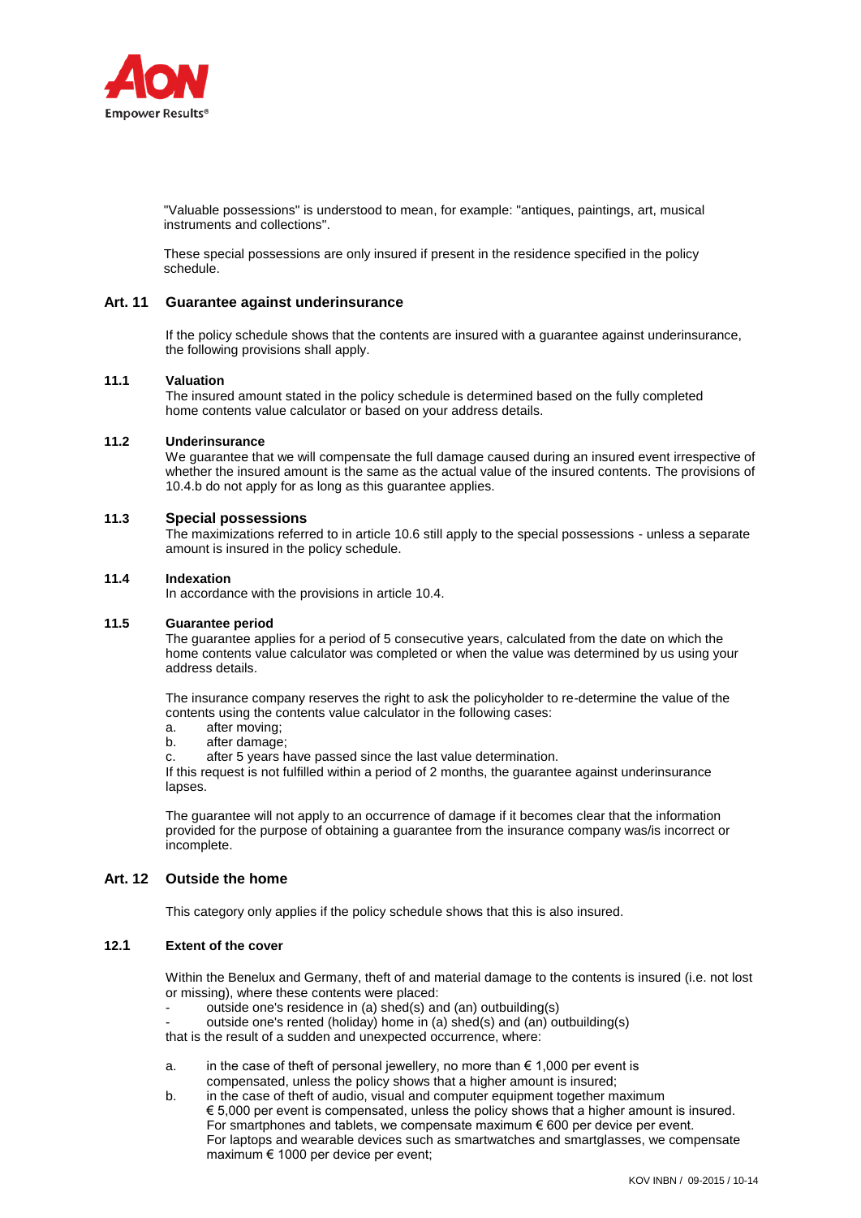"Valuable possessions" is understood to mean, for example: "antiques, paintings, art, musical instruments and collections".

These special possessions are only insured if present in the residence specified in the policy schedule.

## Art. 11 Guarantee against underinsurance

If the policy schedule shows that the contents are insured with a guarantee against underinsurance, the following provisions shall apply.

### 11.1 Valuation

The insured amount stated in the policy schedule is determined based on the fully completed home contents value calculator or based on your address details.

### 11.2 Underinsurance

We guarantee that we will compensate the full damage caused during an insured event irrespective of whether the insured amount is the same as the actual value of the insured contents. The provisions of 10.4.b do not apply for as long as this guarantee applies.

### 11.3 Special possessions

The maximizations referred to in article 10.6 still apply to the special possessions - unless a separate amount is insured in the policy schedule.

### 11.4 Indexation

In accordance with the provisions in article 10.4.

### 11.5 Guarantee period

The guarantee applies for a period of 5 consecutive years, calculated from the date on which the home contents value calculator was completed or when the value was determined by us using your address details.

The insurance company reserves the right to ask the policyholder to re-determine the value of the contents using the contents value calculator in the following cases:

a. after moving;
b. after damage;
c. after 5 years have passed since the last value determination.

If this request is not fulfilled within a period of 2 months, the guarantee against underinsurance lapses.

The guarantee will not apply to an occurrence of damage if it becomes clear that the information provided for the purpose of obtaining a guarantee from the insurance company was/is incorrect or incomplete.

## Art. 12 Outside the home

This category only applies if the policy schedule shows that this is also insured.

### 12.1 Extent of the cover

Within the Benelux and Germany, theft of and material damage to the contents is insured (i.e. not lost or missing), where these contents were placed:

- outside one's residence in (a) shed(s) and (an) outbuilding(s)
- outside one's rented (holiday) home in (a) shed(s) and (an) outbuilding(s)

that is the result of a sudden and unexpected occurrence, where:

a. in the case of theft of personal jewellery, no more than € 1,000 per event is compensated, unless the policy shows that a higher amount is insured;
b. in the case of theft of audio, visual and computer equipment together maximum € 5,000 per event is compensated, unless the policy shows that a higher amount is insured. For smartphones and tablets, we compensate maximum € 600 per device per event. For laptops and wearable devices such as smartwatches and smartglasses, we compensate maximum € 1000 per device per event;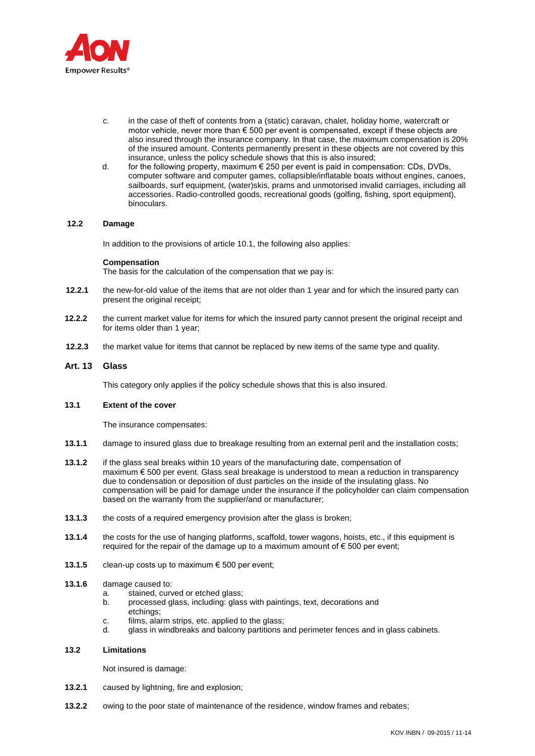c. in the case of theft of contents from a (static) caravan, chalet, holiday home, watercraft or motor vehicle, never more than € 500 per event is compensated, except if these objects are also insured through the insurance company. In that case, the maximum compensation is 20% of the insured amount. Contents permanently present in these objects are not covered by this insurance, unless the policy schedule shows that this is also insured;

d. for the following property, maximum € 250 per event is paid in compensation: CDs, DVDs, computer software and computer games, collapsible/inflatable boats without engines, canoes, sailboards, surf equipment, (water)skis, prams and unmotorised invalid carriages, including all accessories. Radio-controlled goods, recreational goods (golfing, fishing, sport equipment), binoculars.

### 12.2 Damage

In addition to the provisions of article 10.1, the following also applies:

**Compensation**
The basis for the calculation of the compensation that we pay is:

**12.2.1** the new-for-old value of the items that are not older than 1 year and for which the insured party can present the original receipt;

**12.2.2** the current market value for items for which the insured party cannot present the original receipt and for items older than 1 year;

**12.2.3** the market value for items that cannot be replaced by new items of the same type and quality.

## Art. 13 Glass

This category only applies if the policy schedule shows that this is also insured.

### 13.1 Extent of the cover

The insurance compensates:

**13.1.1** damage to insured glass due to breakage resulting from an external peril and the installation costs;

**13.1.2** if the glass seal breaks within 10 years of the manufacturing date, compensation of maximum € 500 per event. Glass seal breakage is understood to mean a reduction in transparency due to condensation or deposition of dust particles on the inside of the insulating glass. No compensation will be paid for damage under the insurance if the policyholder can claim compensation based on the warranty from the supplier/and or manufacturer;

**13.1.3** the costs of a required emergency provision after the glass is broken;

**13.1.4** the costs for the use of hanging platforms, scaffold, tower wagons, hoists, etc., if this equipment is required for the repair of the damage up to a maximum amount of € 500 per event;

**13.1.5** clean-up costs up to maximum € 500 per event;

**13.1.6** damage caused to:

a. stained, curved or etched glass;
b. processed glass, including: glass with paintings, text, decorations and etchings;
c. films, alarm strips, etc. applied to the glass;
d. glass in windbreaks and balcony partitions and perimeter fences and in glass cabinets.

### 13.2 Limitations

Not insured is damage:

**13.2.1** caused by lightning, fire and explosion;

**13.2.2** owing to the poor state of maintenance of the residence, window frames and rebates;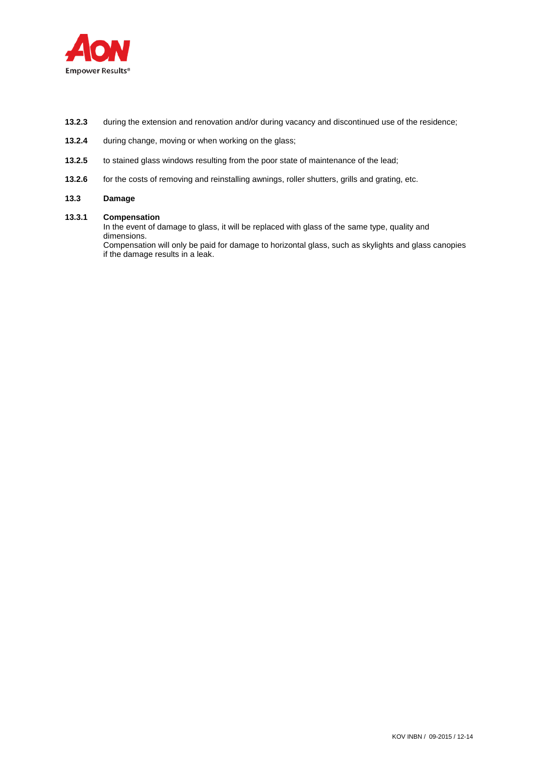**13.2.3** during the extension and renovation and/or during vacancy and discontinued use of the residence;

**13.2.4** during change, moving or when working on the glass;

**13.2.5** to stained glass windows resulting from the poor state of maintenance of the lead;

**13.2.6** for the costs of removing and reinstalling awnings, roller shutters, grills and grating, etc.

**13.3 Damage**

**13.3.1 Compensation**

In the event of damage to glass, it will be replaced with glass of the same type, quality and dimensions.

Compensation will only be paid for damage to horizontal glass, such as skylights and glass canopies if the damage results in a leak.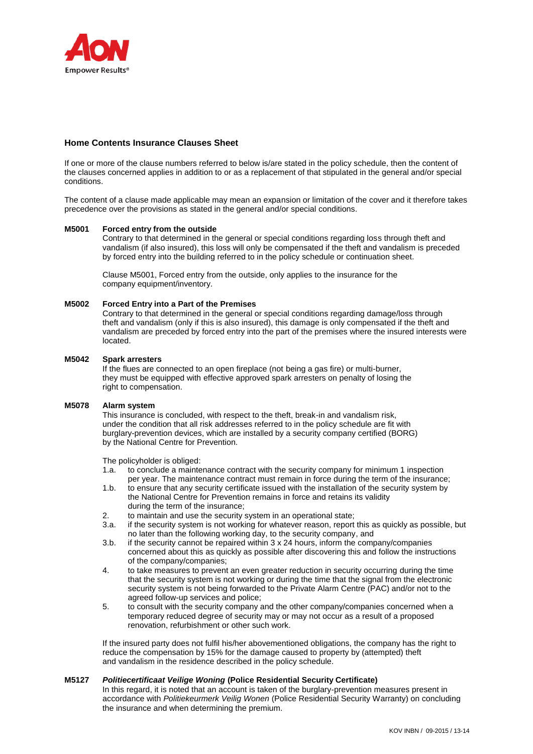## Home Contents Insurance Clauses Sheet

If one or more of the clause numbers referred to below is/are stated in the policy schedule, then the content of the clauses concerned applies in addition to or as a replacement of that stipulated in the general and/or special conditions.

The content of a clause made applicable may mean an expansion or limitation of the cover and it therefore takes precedence over the provisions as stated in the general and/or special conditions.

**M5001 Forced entry from the outside**

Contrary to that determined in the general or special conditions regarding loss through theft and vandalism (if also insured), this loss will only be compensated if the theft and vandalism is preceded by forced entry into the building referred to in the policy schedule or continuation sheet.

Clause M5001, Forced entry from the outside, only applies to the insurance for the company equipment/inventory.

**M5002 Forced Entry into a Part of the Premises**

Contrary to that determined in the general or special conditions regarding damage/loss through theft and vandalism (only if this is also insured), this damage is only compensated if the theft and vandalism are preceded by forced entry into the part of the premises where the insured interests were located.

**M5042 Spark arresters**

If the flues are connected to an open fireplace (not being a gas fire) or multi-burner, they must be equipped with effective approved spark arresters on penalty of losing the right to compensation.

**M5078 Alarm system**

This insurance is concluded, with respect to the theft, break-in and vandalism risk, under the condition that all risk addresses referred to in the policy schedule are fit with burglary-prevention devices, which are installed by a security company certified (BORG) by the National Centre for Prevention.

The policyholder is obliged:

- 1.a. to conclude a maintenance contract with the security company for minimum 1 inspection per year. The maintenance contract must remain in force during the term of the insurance;
- 1.b. to ensure that any security certificate issued with the installation of the security system by the National Centre for Prevention remains in force and retains its validity during the term of the insurance;
- 2. to maintain and use the security system in an operational state;
- 3.a. if the security system is not working for whatever reason, report this as quickly as possible, but no later than the following working day, to the security company, and
- 3.b. if the security cannot be repaired within 3 x 24 hours, inform the company/companies concerned about this as quickly as possible after discovering this and follow the instructions of the company/companies;
- 4. to take measures to prevent an even greater reduction in security occurring during the time that the security system is not working or during the time that the signal from the electronic security system is not being forwarded to the Private Alarm Centre (PAC) and/or not to the agreed follow-up services and police;
- 5. to consult with the security company and the other company/companies concerned when a temporary reduced degree of security may or may not occur as a result of a proposed renovation, refurbishment or other such work.

If the insured party does not fulfil his/her abovementioned obligations, the company has the right to reduce the compensation by 15% for the damage caused to property by (attempted) theft and vandalism in the residence described in the policy schedule.

**M5127 *Politiecertificaat Veilige Woning* (Police Residential Security Certificate)**

In this regard, it is noted that an account is taken of the burglary-prevention measures present in accordance with *Politiekeurmerk Veilig Wonen* (Police Residential Security Warranty) on concluding the insurance and when determining the premium.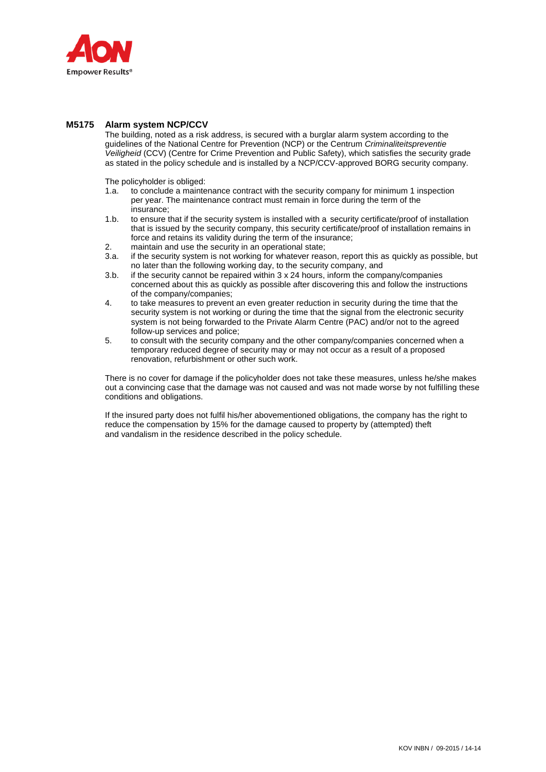## M5175 Alarm system NCP/CCV

The building, noted as a risk address, is secured with a burglar alarm system according to the guidelines of the National Centre for Prevention (NCP) or the Centrum *Criminaliteitspreventie Veiligheid* (CCV) (Centre for Crime Prevention and Public Safety), which satisfies the security grade as stated in the policy schedule and is installed by a NCP/CCV-approved BORG security company.

The policyholder is obliged:

- 1.a. to conclude a maintenance contract with the security company for minimum 1 inspection per year. The maintenance contract must remain in force during the term of the insurance;
- 1.b. to ensure that if the security system is installed with a security certificate/proof of installation that is issued by the security company, this security certificate/proof of installation remains in force and retains its validity during the term of the insurance;
- 2. maintain and use the security in an operational state;
- 3.a. if the security system is not working for whatever reason, report this as quickly as possible, but no later than the following working day, to the security company, and
- 3.b. if the security cannot be repaired within 3 x 24 hours, inform the company/companies concerned about this as quickly as possible after discovering this and follow the instructions of the company/companies;
- 4. to take measures to prevent an even greater reduction in security during the time that the security system is not working or during the time that the signal from the electronic security system is not being forwarded to the Private Alarm Centre (PAC) and/or not to the agreed follow-up services and police;
- 5. to consult with the security company and the other company/companies concerned when a temporary reduced degree of security may or may not occur as a result of a proposed renovation, refurbishment or other such work.

There is no cover for damage if the policyholder does not take these measures, unless he/she makes out a convincing case that the damage was not caused and was not made worse by not fulfilling these conditions and obligations.

If the insured party does not fulfil his/her abovementioned obligations, the company has the right to reduce the compensation by 15% for the damage caused to property by (attempted) theft and vandalism in the residence described in the policy schedule.